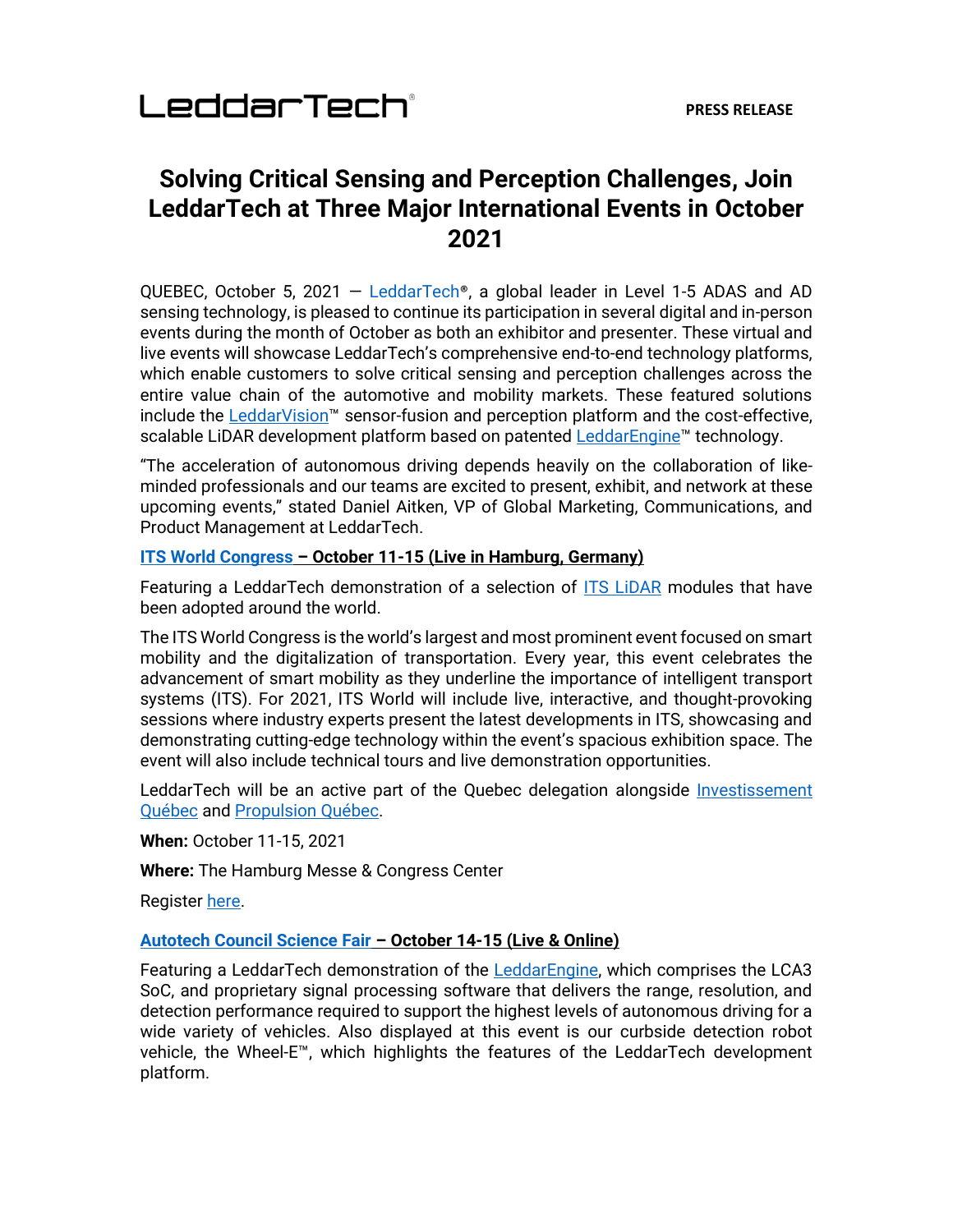LeddarTech®

**PRESS RELEASE**

# Solving Critical Sensing and Perception Challenges, Join LeddarTech at Three Major International Events in October 2021

QUEBEC, October 5, 2021 — LeddarTech®, a global leader in Level 1-5 ADAS and AD sensing technology, is pleased to continue its participation in several digital and in-person events during the month of October as both an exhibitor and presenter. These virtual and live events will showcase LeddarTech's comprehensive end-to-end technology platforms, which enable customers to solve critical sensing and perception challenges across the entire value chain of the automotive and mobility markets. These featured solutions include the LeddarVision™ sensor-fusion and perception platform and the cost-effective, scalable LiDAR development platform based on patented LeddarEngine™ technology.

"The acceleration of autonomous driving depends heavily on the collaboration of like-minded professionals and our teams are excited to present, exhibit, and network at these upcoming events," stated Daniel Aitken, VP of Global Marketing, Communications, and Product Management at LeddarTech.

**ITS World Congress – October 11-15 (Live in Hamburg, Germany)**

Featuring a LeddarTech demonstration of a selection of ITS LiDAR modules that have been adopted around the world.

The ITS World Congress is the world's largest and most prominent event focused on smart mobility and the digitalization of transportation. Every year, this event celebrates the advancement of smart mobility as they underline the importance of intelligent transport systems (ITS). For 2021, ITS World will include live, interactive, and thought-provoking sessions where industry experts present the latest developments in ITS, showcasing and demonstrating cutting-edge technology within the event's spacious exhibition space. The event will also include technical tours and live demonstration opportunities.

LeddarTech will be an active part of the Quebec delegation alongside Investissement Québec and Propulsion Québec.

**When:** October 11-15, 2021

**Where:** The Hamburg Messe & Congress Center

Register here.

**Autotech Council Science Fair – October 14-15 (Live & Online)**

Featuring a LeddarTech demonstration of the LeddarEngine, which comprises the LCA3 SoC, and proprietary signal processing software that delivers the range, resolution, and detection performance required to support the highest levels of autonomous driving for a wide variety of vehicles. Also displayed at this event is our curbside detection robot vehicle, the Wheel-E™, which highlights the features of the LeddarTech development platform.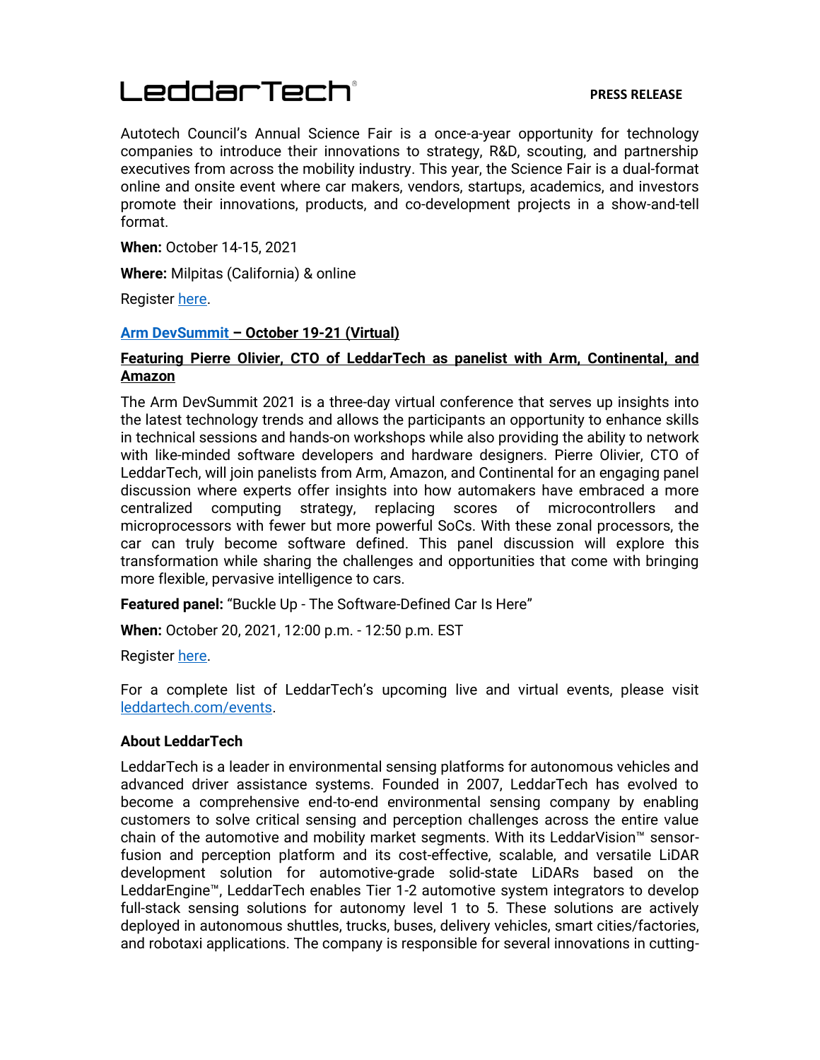Autotech Council's Annual Science Fair is a once-a-year opportunity for technology companies to introduce their innovations to strategy, R&D, scouting, and partnership executives from across the mobility industry. This year, the Science Fair is a dual-format online and onsite event where car makers, vendors, startups, academics, and investors promote their innovations, products, and co-development projects in a show-and-tell format.

**When:** October 14-15, 2021

**Where:** Milpitas (California) & online

Register [here](#).

**[Arm DevSummit](#) – October 19-21 (Virtual)**

**Featuring Pierre Olivier, CTO of LeddarTech as panelist with Arm, Continental, and Amazon**

The Arm DevSummit 2021 is a three-day virtual conference that serves up insights into the latest technology trends and allows the participants an opportunity to enhance skills in technical sessions and hands-on workshops while also providing the ability to network with like-minded software developers and hardware designers. Pierre Olivier, CTO of LeddarTech, will join panelists from Arm, Amazon, and Continental for an engaging panel discussion where experts offer insights into how automakers have embraced a more centralized computing strategy, replacing scores of microcontrollers and microprocessors with fewer but more powerful SoCs. With these zonal processors, the car can truly become software defined. This panel discussion will explore this transformation while sharing the challenges and opportunities that come with bringing more flexible, pervasive intelligence to cars.

**Featured panel:** "Buckle Up - The Software-Defined Car Is Here"

**When:** October 20, 2021, 12:00 p.m. - 12:50 p.m. EST

Register [here](#).

For a complete list of LeddarTech's upcoming live and virtual events, please visit [leddartech.com/events](#).

**About LeddarTech**

LeddarTech is a leader in environmental sensing platforms for autonomous vehicles and advanced driver assistance systems. Founded in 2007, LeddarTech has evolved to become a comprehensive end-to-end environmental sensing company by enabling customers to solve critical sensing and perception challenges across the entire value chain of the automotive and mobility market segments. With its LeddarVision™ sensor-fusion and perception platform and its cost-effective, scalable, and versatile LiDAR development solution for automotive-grade solid-state LiDARs based on the LeddarEngine™, LeddarTech enables Tier 1-2 automotive system integrators to develop full-stack sensing solutions for autonomy level 1 to 5. These solutions are actively deployed in autonomous shuttles, trucks, buses, delivery vehicles, smart cities/factories, and robotaxi applications. The company is responsible for several innovations in cutting-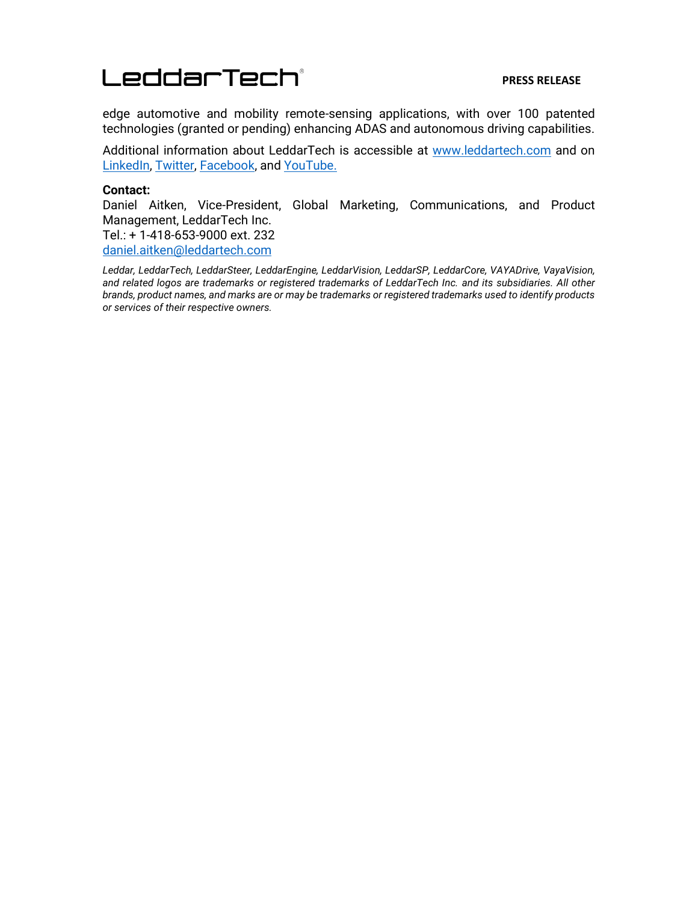edge automotive and mobility remote-sensing applications, with over 100 patented technologies (granted or pending) enhancing ADAS and autonomous driving capabilities.

Additional information about LeddarTech is accessible at www.leddartech.com and on LinkedIn, Twitter, Facebook, and YouTube.

**Contact:**
Daniel Aitken, Vice-President, Global Marketing, Communications, and Product Management, LeddarTech Inc.
Tel.: + 1-418-653-9000 ext. 232
daniel.aitken@leddartech.com

*Leddar, LeddarTech, LeddarSteer, LeddarEngine, LeddarVision, LeddarSP, LeddarCore, VAYADrive, VayaVision, and related logos are trademarks or registered trademarks of LeddarTech Inc. and its subsidiaries. All other brands, product names, and marks are or may be trademarks or registered trademarks used to identify products or services of their respective owners.*